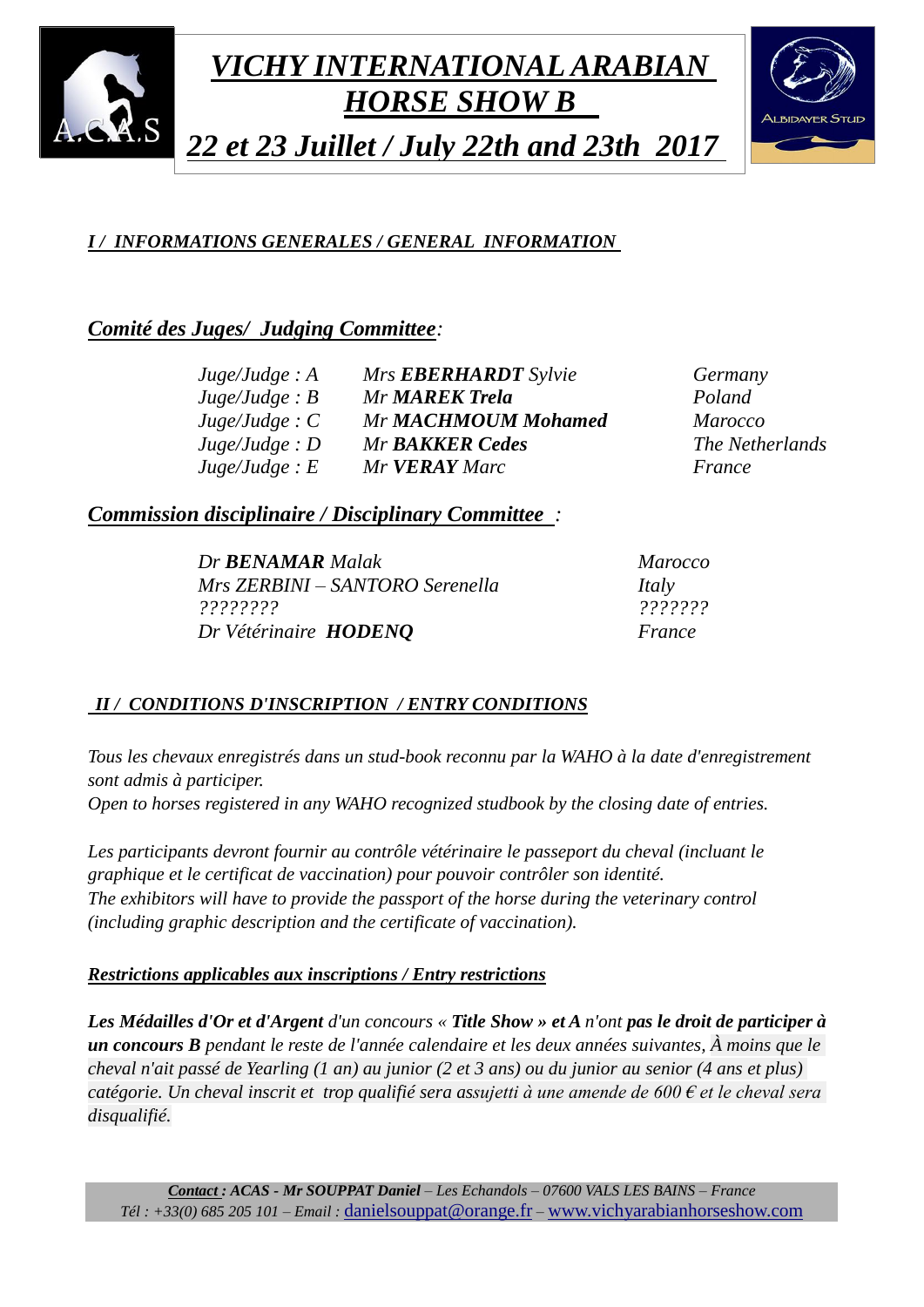# *VICHY INTERNATIONAL ARABIAN HORSE SHOW B*

## *22 et 23 Juillet / July 22th and 23th 2017*

### *I / INFORMATIONS GENERALES / GENERAL INFORMATION*

#### *Comité des Juges/ Judging Committee:*

| | | |
|---|---|---|
| *Juge/Judge : A* | *Mrs **EBERHARDT** Sylvie* | *Germany* |
| *Juge/Judge : B* | *Mr **MAREK Trela*** | *Poland* |
| *Juge/Judge : C* | *Mr **MACHMOUM Mohamed*** | *Marocco* |
| *Juge/Judge : D* | *Mr **BAKKER Cedes*** | *The Netherlands* |
| *Juge/Judge : E* | *Mr **VERAY** Marc* | *France* |

#### *Commission disciplinaire / Disciplinary Committee :*

| | |
|---|---|
| *Dr **BENAMAR** Malak* | *Marocco* |
| *Mrs ZERBINI – SANTORO Serenella* | *Italy* |
| *????????* | *???????* |
| *Dr Vétérinaire **HODENQ*** | *France* |

### *II / CONDITIONS D'INSCRIPTION / ENTRY CONDITIONS*

*Tous les chevaux enregistrés dans un stud-book reconnu par la WAHO à la date d'enregistrement sont admis à participer.*
*Open to horses registered in any WAHO recognized studbook by the closing date of entries.*

*Les participants devront fournir au contrôle vétérinaire le passeport du cheval (incluant le graphique et le certificat de vaccination) pour pouvoir contrôler son identité.*
*The exhibitors will have to provide the passport of the horse during the veterinary control (including graphic description and the certificate of vaccination).*

#### *Restrictions applicables aux inscriptions / Entry restrictions*

***Les Médailles d'Or et d'Argent** d'un concours « **Title Show » et A** n'ont **pas le droit de participer à un concours B** pendant le reste de l'année calendaire et les deux années suivantes, À moins que le cheval n'ait passé de Yearling (1 an) au junior (2 et 3 ans) ou du junior au senior (4 ans et plus) catégorie. Un cheval inscrit et trop qualifié sera assujetti à une amende de 600 € et le cheval sera disqualifié.*

***Contact :** **ACAS - Mr SOUPPAT Daniel** – Les Echandols – 07600 VALS LES BAINS – France*
*Tél : +33(0) 685 205 101 – Email :* danielsouppat@orange.fr – www.vichyarabianhorseshow.com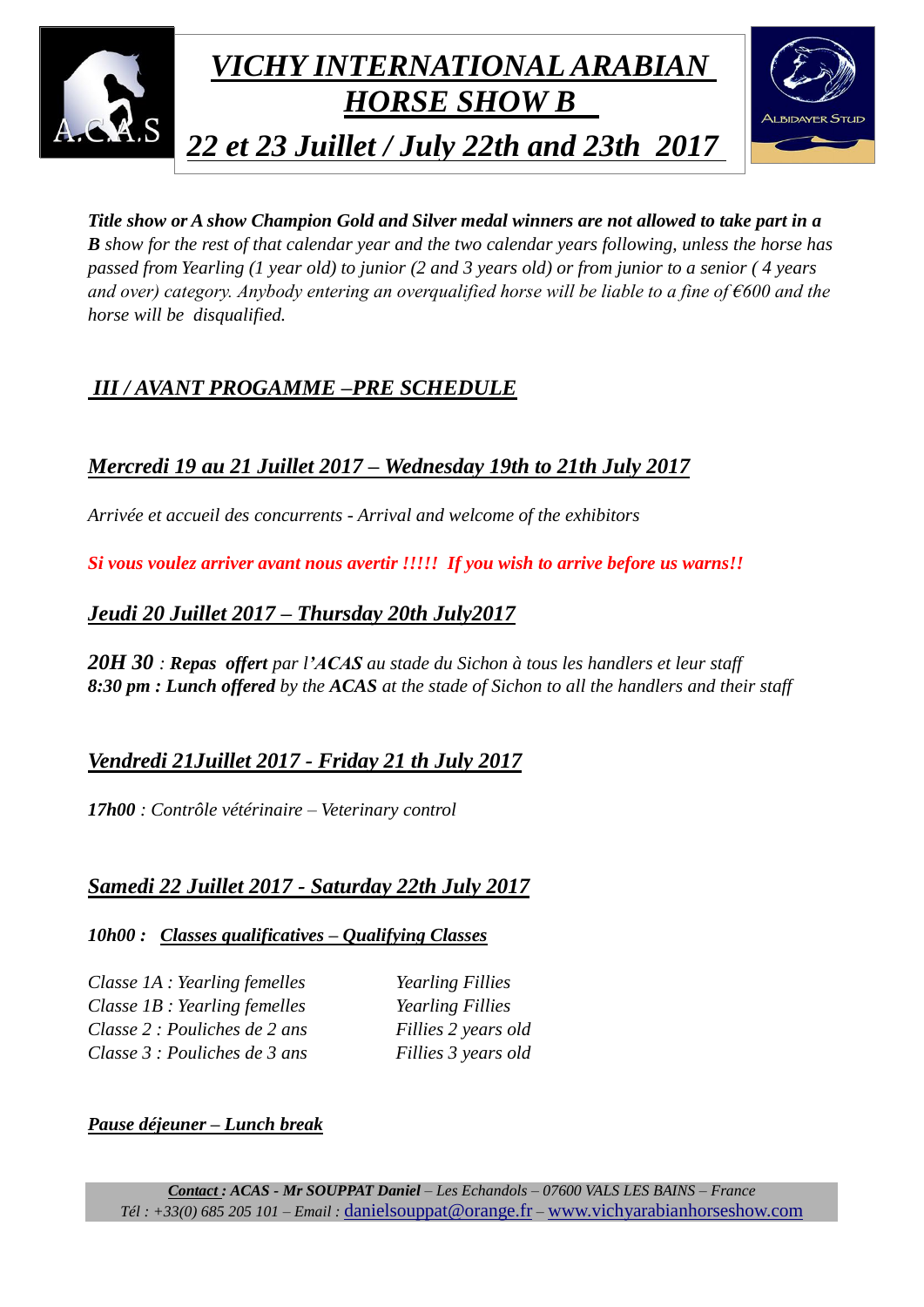# *VICHY INTERNATIONAL ARABIAN HORSE SHOW B*

## *22 et 23 Juillet / July 22th and 23th 2017*

***Title show or A show Champion Gold and Silver medal winners are not allowed to take part in a B** show for the rest of that calendar year and the two calendar years following, unless the horse has passed from Yearling (1 year old) to junior (2 and 3 years old) or from junior to a senior ( 4 years and over) category. Anybody entering an overqualified horse will be liable to a fine of €600 and the horse will be disqualified.*

## *III / AVANT PROGAMME –PRE SCHEDULE*

### *Mercredi 19 au 21 Juillet 2017 – Wednesday 19th to 21th July 2017*

*Arrivée et accueil des concurrents - Arrival and welcome of the exhibitors*

***Si vous voulez arriver avant nous avertir !!!!! If you wish to arrive before us warns!!***

### *Jeudi 20 Juillet 2017 – Thursday 20th July2017*

***20H 30** : **Repas offert** par l'**ACAS** au stade du Sichon à tous les handlers et leur staff*
***8:30 pm : Lunch offered** by the **ACAS** at the stade of Sichon to all the handlers and their staff*

### *Vendredi 21Juillet 2017 - Friday 21 th July 2017*

***17h00** : Contrôle vétérinaire – Veterinary control*

### *Samedi 22 Juillet 2017 - Saturday 22th July 2017*

***10h00 :** ***Classes qualificatives – Qualifying Classes***

| | |
|---|---|
| *Classe 1A : Yearling femelles* | *Yearling Fillies* |
| *Classe 1B : Yearling femelles* | *Yearling Fillies* |
| *Classe 2 : Pouliches de 2 ans* | *Fillies 2 years old* |
| *Classe 3 : Pouliches de 3 ans* | *Fillies 3 years old* |

***Pause déjeuner – Lunch break***

***Contact : ACAS - Mr SOUPPAT Daniel** – Les Echandols – 07600 VALS LES BAINS – France*
*Tél : +33(0) 685 205 101 – Email :* danielsouppat@orange.fr – www.vichyarabianhorseshow.com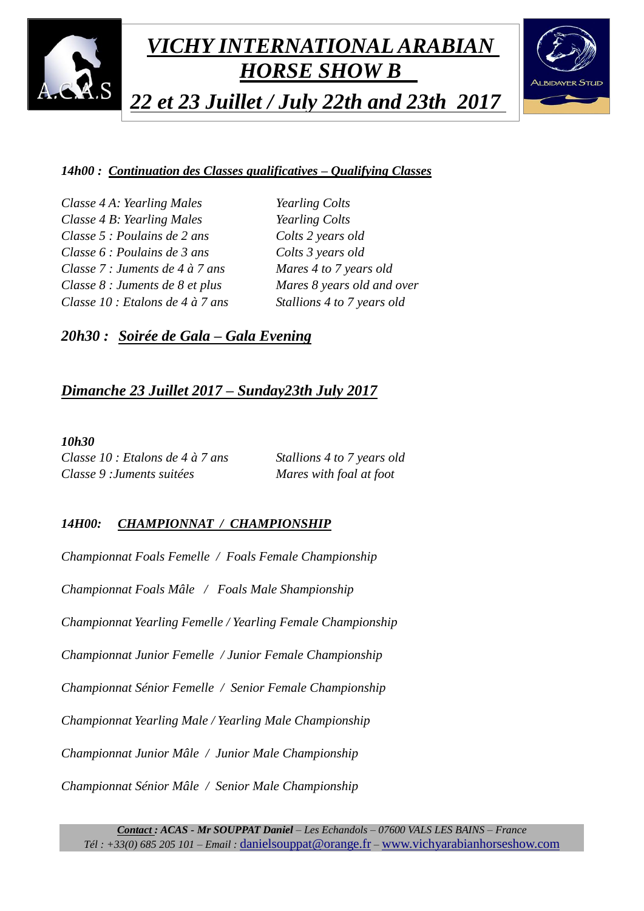# *VICHY INTERNATIONAL ARABIAN HORSE SHOW B*

## *22 et 23 Juillet / July 22th and 23th 2017*

### *14h00 : Continuation des Classes qualificatives – Qualifying Classes*

| | |
|---|---|
| *Classe 4 A: Yearling Males* | *Yearling Colts* |
| *Classe 4 B: Yearling Males* | *Yearling Colts* |
| *Classe 5 : Poulains de 2 ans* | *Colts 2 years old* |
| *Classe 6 : Poulains de 3 ans* | *Colts 3 years old* |
| *Classe 7 : Juments de 4 à 7 ans* | *Mares 4 to 7 years old* |
| *Classe 8 : Juments de 8 et plus* | *Mares 8 years old and over* |
| *Classe 10 : Etalons de 4 à 7 ans* | *Stallions 4 to 7 years old* |

### *20h30 : Soirée de Gala – Gala Evening*

## *Dimanche 23 Juillet 2017 – Sunday23th July 2017*

***10h30***

| | |
|---|---|
| *Classe 10 : Etalons de 4 à 7 ans* | *Stallions 4 to 7 years old* |
| *Classe 9 :Juments suitées* | *Mares with foal at foot* |

### *14H00: CHAMPIONNAT / CHAMPIONSHIP*

*Championnat Foals Femelle / Foals Female Championship*

*Championnat Foals Mâle / Foals Male Shampionship*

*Championnat Yearling Femelle / Yearling Female Championship*

*Championnat Junior Femelle / Junior Female Championship*

*Championnat Sénior Femelle / Senior Female Championship*

*Championnat Yearling Male / Yearling Male Championship*

*Championnat Junior Mâle / Junior Male Championship*

*Championnat Sénior Mâle / Senior Male Championship*

***Contact : ACAS - Mr SOUPPAT Daniel*** *– Les Echandols – 07600 VALS LES BAINS – France*
*Tél : +33(0) 685 205 101 – Email :* danielsouppat@orange.fr – www.vichyarabianhorseshow.com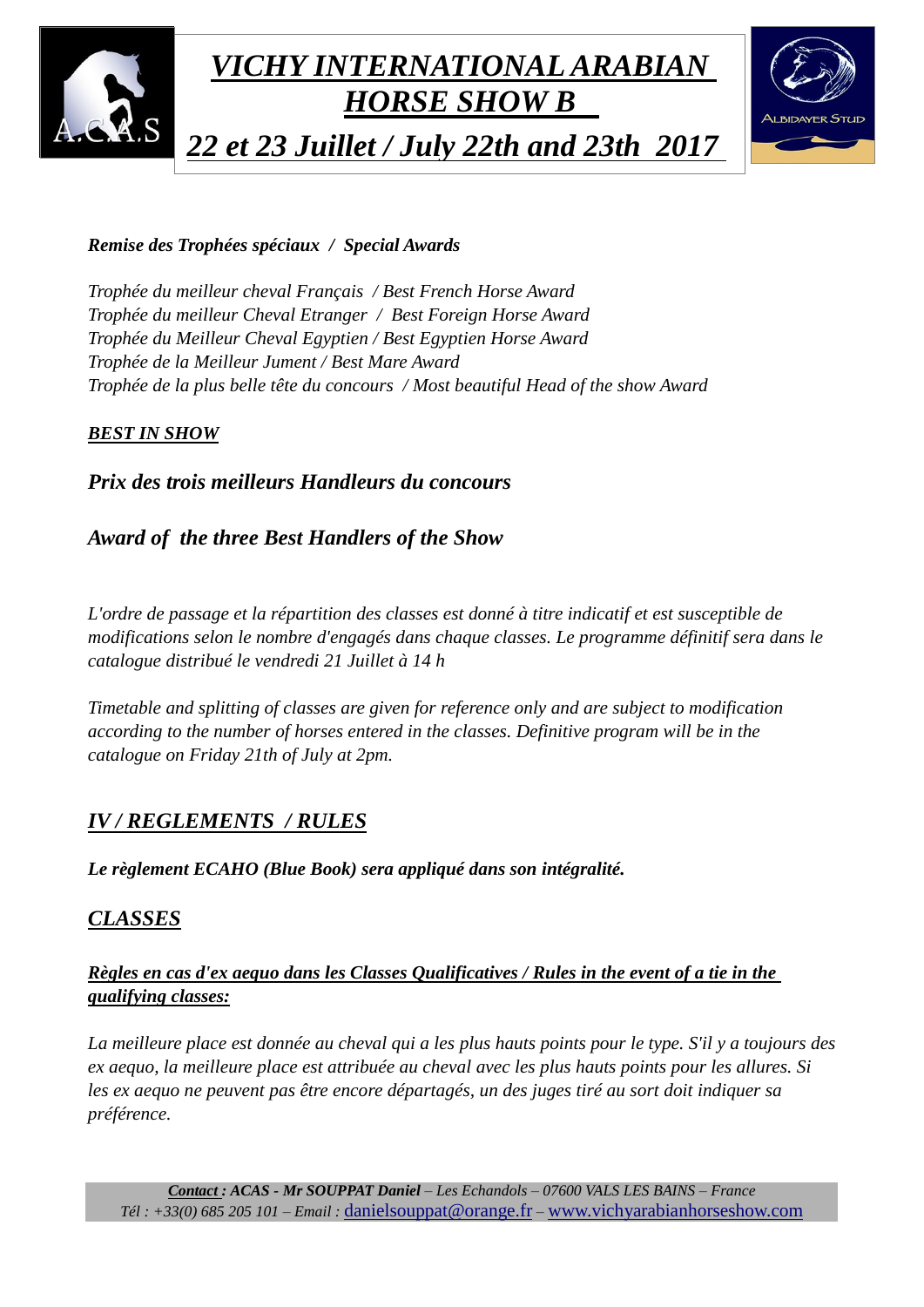*Remise des Trophées spéciaux / Special Awards*

*Trophée du meilleur cheval Français / Best French Horse Award*
*Trophée du meilleur Cheval Etranger / Best Foreign Horse Award*
*Trophée du Meilleur Cheval Egyptien / Best Egyptien Horse Award*
*Trophée de la Meilleur Jument / Best Mare Award*
*Trophée de la plus belle tête du concours / Most beautiful Head of the show Award*

***BEST IN SHOW***

***Prix des trois meilleurs Handleurs du concours***

***Award of the three Best Handlers of the Show***

*L'ordre de passage et la répartition des classes est donné à titre indicatif et est susceptible de modifications selon le nombre d'engagés dans chaque classes. Le programme définitif sera dans le catalogue distribué le vendredi 21 Juillet à 14 h*

*Timetable and splitting of classes are given for reference only and are subject to modification according to the number of horses entered in the classes. Definitive program will be in the catalogue on Friday 21th of July at 2pm.*

## *IV / REGLEMENTS / RULES*

***Le règlement ECAHO (Blue Book) sera appliqué dans son intégralité.***

## *CLASSES*

***Règles en cas d'ex aequo dans les Classes Qualificatives / Rules in the event of a tie in the qualifying classes:***

*La meilleure place est donnée au cheval qui a les plus hauts points pour le type. S'il y a toujours des ex aequo, la meilleure place est attribuée au cheval avec les plus hauts points pour les allures. Si les ex aequo ne peuvent pas être encore départagés, un des juges tiré au sort doit indiquer sa préférence.*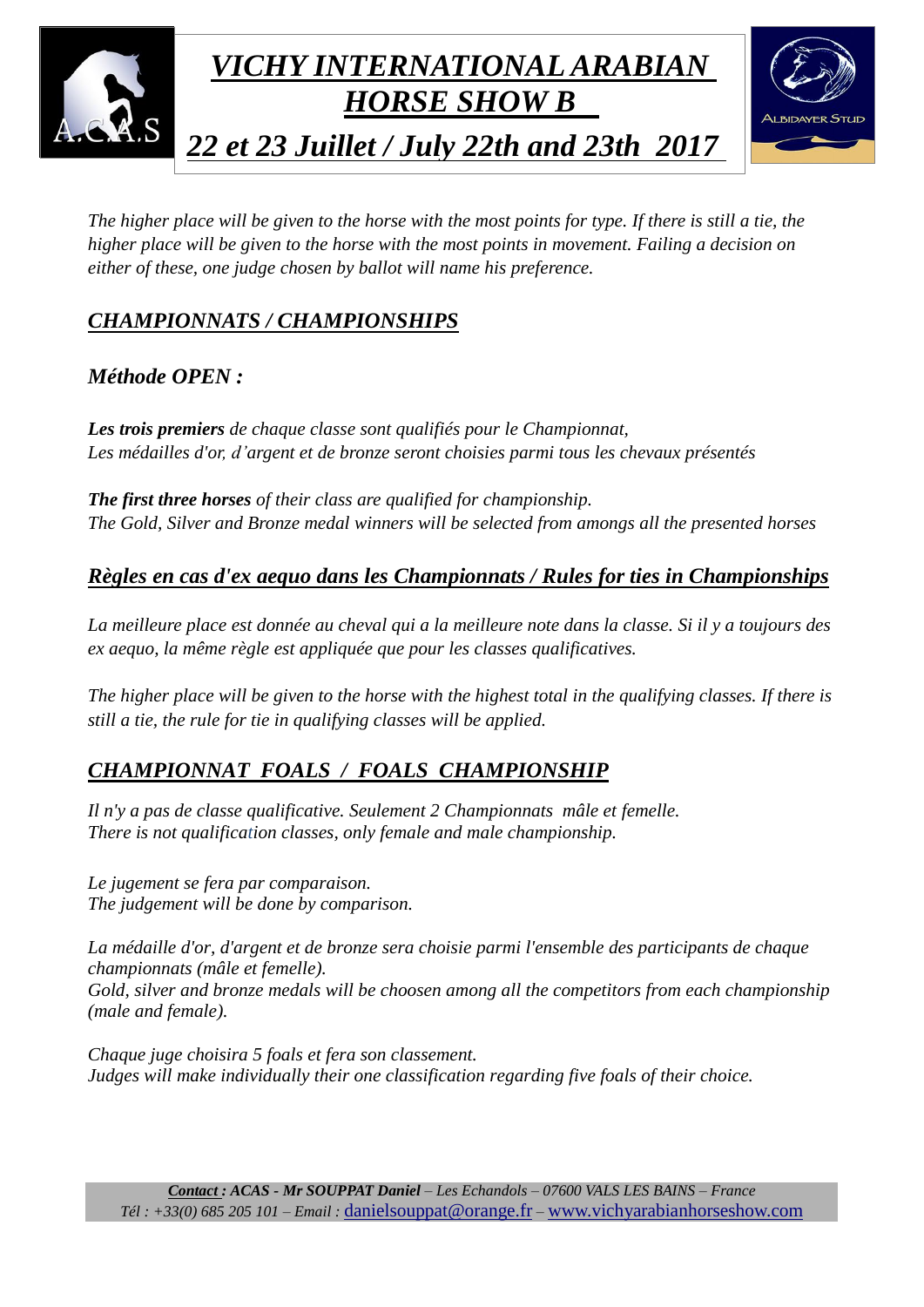*The higher place will be given to the horse with the most points for type. If there is still a tie, the higher place will be given to the horse with the most points in movement. Failing a decision on either of these, one judge chosen by ballot will name his preference.*

## *CHAMPIONNATS / CHAMPIONSHIPS*

### *Méthode OPEN :*

***Les trois premiers*** *de chaque classe sont qualifiés pour le Championnat,*
*Les médailles d'or, d'argent et de bronze seront choisies parmi tous les chevaux présentés*

***The first three horses*** *of their class are qualified for championship.*
*The Gold, Silver and Bronze medal winners will be selected from amongs all the presented horses*

## *Règles en cas d'ex aequo dans les Championnats / Rules for ties in Championships*

*La meilleure place est donnée au cheval qui a la meilleure note dans la classe. Si il y a toujours des ex aequo, la même règle est appliquée que pour les classes qualificatives.*

*The higher place will be given to the horse with the highest total in the qualifying classes. If there is still a tie, the rule for tie in qualifying classes will be applied.*

## *CHAMPIONNAT FOALS / FOALS CHAMPIONSHIP*

*Il n'y a pas de classe qualificative. Seulement 2 Championnats mâle et femelle.*
*There is not qualification classes, only female and male championship.*

*Le jugement se fera par comparaison.*
*The judgement will be done by comparison.*

*La médaille d'or, d'argent et de bronze sera choisie parmi l'ensemble des participants de chaque championnats (mâle et femelle).*
*Gold, silver and bronze medals will be choosen among all the competitors from each championship (male and female).*

*Chaque juge choisira 5 foals et fera son classement.*
*Judges will make individually their one classification regarding five foals of their choice.*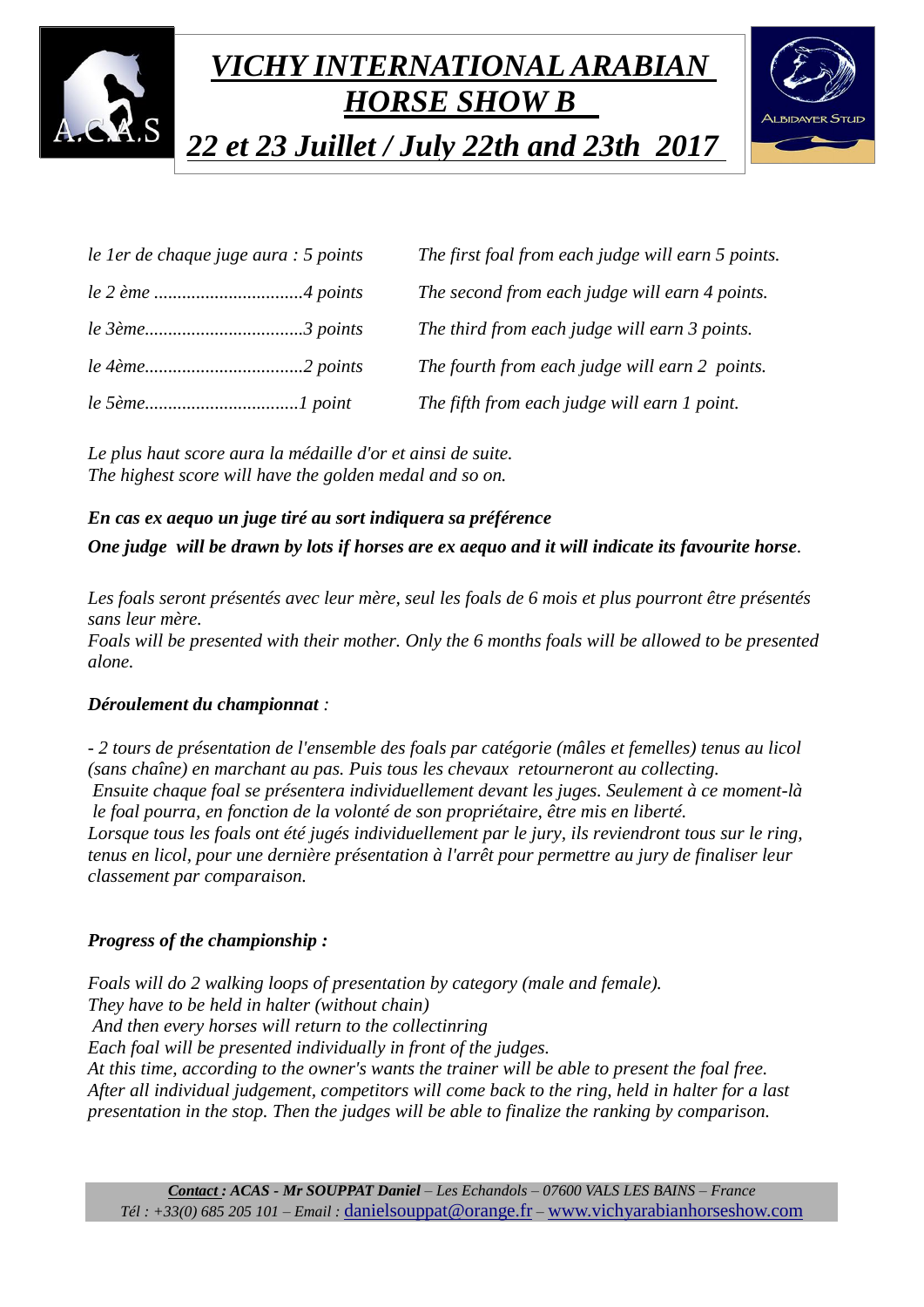# *VICHY INTERNATIONAL ARABIAN HORSE SHOW B*

## *22 et 23 Juillet / July 22th and 23th 2017*

| | |
|---|---|
| *le 1er de chaque juge aura : 5 points* | *The first foal from each judge will earn 5 points.* |
| *le 2 ème ................................4 points* | *The second from each judge will earn 4 points.* |
| *le 3ème..................................3 points* | *The third from each judge will earn 3 points.* |
| *le 4ème..................................2 points* | *The fourth from each judge will earn 2 points.* |
| *le 5ème.................................1 point* | *The fifth from each judge will earn 1 point.* |

*Le plus haut score aura la médaille d'or et ainsi de suite.*
*The highest score will have the golden medal and so on.*

***En cas ex aequo un juge tiré au sort indiquera sa préférence***

***One judge will be drawn by lots if horses are ex aequo and it will indicate its favourite horse.***

*Les foals seront présentés avec leur mère, seul les foals de 6 mois et plus pourront être présentés sans leur mère.*
*Foals will be presented with their mother. Only the 6 months foals will be allowed to be presented alone.*

***Déroulement du championnat :***

*- 2 tours de présentation de l'ensemble des foals par catégorie (mâles et femelles) tenus au licol (sans chaîne) en marchant au pas. Puis tous les chevaux retourneront au collecting.*
*Ensuite chaque foal se présentera individuellement devant les juges. Seulement à ce moment-là le foal pourra, en fonction de la volonté de son propriétaire, être mis en liberté.*
*Lorsque tous les foals ont été jugés individuellement par le jury, ils reviendront tous sur le ring, tenus en licol, pour une dernière présentation à l'arrêt pour permettre au jury de finaliser leur classement par comparaison.*

***Progress of the championship :***

*Foals will do 2 walking loops of presentation by category (male and female).*
*They have to be held in halter (without chain)*
*And then every horses will return to the collectinring*
*Each foal will be presented individually in front of the judges.*
*At this time, according to the owner's wants the trainer will be able to present the foal free.*
*After all individual judgement, competitors will come back to the ring, held in halter for a last presentation in the stop. Then the judges will be able to finalize the ranking by comparison.*

***Contact :** **ACAS - Mr SOUPPAT Daniel** – Les Echandols – 07600 VALS LES BAINS – France*
*Tél : +33(0) 685 205 101 – Email :* danielsouppat@orange.fr – www.vichyarabianhorseshow.com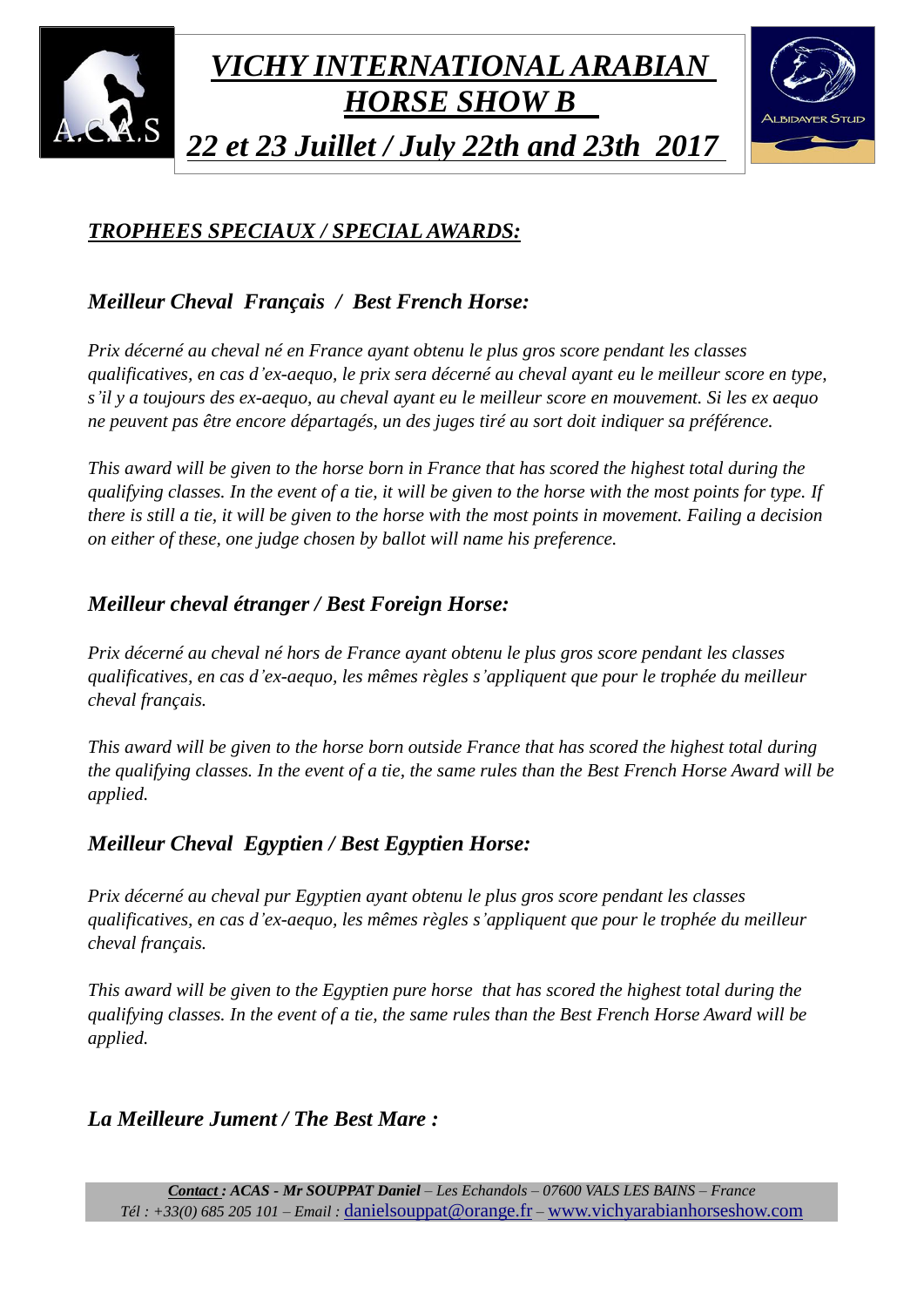# *VICHY INTERNATIONAL ARABIAN HORSE SHOW B*

## *22 et 23 Juillet / July 22th and 23th 2017*

### *TROPHEES SPECIAUX / SPECIAL AWARDS:*

### *Meilleur Cheval Français / Best French Horse:*

*Prix décerné au cheval né en France ayant obtenu le plus gros score pendant les classes qualificatives, en cas d'ex-aequo, le prix sera décerné au cheval ayant eu le meilleur score en type, s'il y a toujours des ex-aequo, au cheval ayant eu le meilleur score en mouvement. Si les ex aequo ne peuvent pas être encore départagés, un des juges tiré au sort doit indiquer sa préférence.*

*This award will be given to the horse born in France that has scored the highest total during the qualifying classes. In the event of a tie, it will be given to the horse with the most points for type. If there is still a tie, it will be given to the horse with the most points in movement. Failing a decision on either of these, one judge chosen by ballot will name his preference.*

### *Meilleur cheval étranger / Best Foreign Horse:*

*Prix décerné au cheval né hors de France ayant obtenu le plus gros score pendant les classes qualificatives, en cas d'ex-aequo, les mêmes règles s'appliquent que pour le trophée du meilleur cheval français.*

*This award will be given to the horse born outside France that has scored the highest total during the qualifying classes. In the event of a tie, the same rules than the Best French Horse Award will be applied.*

### *Meilleur Cheval Egyptien / Best Egyptien Horse:*

*Prix décerné au cheval pur Egyptien ayant obtenu le plus gros score pendant les classes qualificatives, en cas d'ex-aequo, les mêmes règles s'appliquent que pour le trophée du meilleur cheval français.*

*This award will be given to the Egyptien pure horse that has scored the highest total during the qualifying classes. In the event of a tie, the same rules than the Best French Horse Award will be applied.*

### *La Meilleure Jument / The Best Mare :*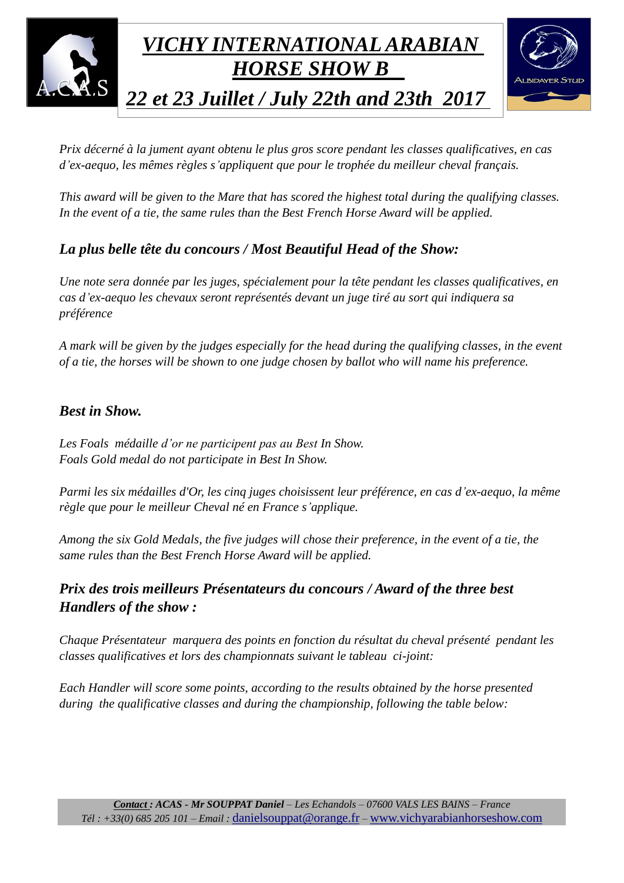*Prix décerné à la jument ayant obtenu le plus gros score pendant les classes qualificatives, en cas d'ex-aequo, les mêmes règles s'appliquent que pour le trophée du meilleur cheval français.*

*This award will be given to the Mare that has scored the highest total during the qualifying classes. In the event of a tie, the same rules than the Best French Horse Award will be applied.*

### *La plus belle tête du concours / Most Beautiful Head of the Show:*

*Une note sera donnée par les juges, spécialement pour la tête pendant les classes qualificatives, en cas d'ex-aequo les chevaux seront représentés devant un juge tiré au sort qui indiquera sa préférence*

*A mark will be given by the judges especially for the head during the qualifying classes, in the event of a tie, the horses will be shown to one judge chosen by ballot who will name his preference.*

### *Best in Show.*

*Les Foals médaille d'or ne participent pas au Best In Show.*
*Foals Gold medal do not participate in Best In Show.*

*Parmi les six médailles d'Or, les cinq juges choisissent leur préférence, en cas d'ex-aequo, la même règle que pour le meilleur Cheval né en France s'applique.*

*Among the six Gold Medals, the five judges will chose their preference, in the event of a tie, the same rules than the Best French Horse Award will be applied.*

### *Prix des trois meilleurs Présentateurs du concours / Award of the three best Handlers of the show :*

*Chaque Présentateur marquera des points en fonction du résultat du cheval présenté pendant les classes qualificatives et lors des championnats suivant le tableau ci-joint:*

*Each Handler will score some points, according to the results obtained by the horse presented during the qualificative classes and during the championship, following the table below:*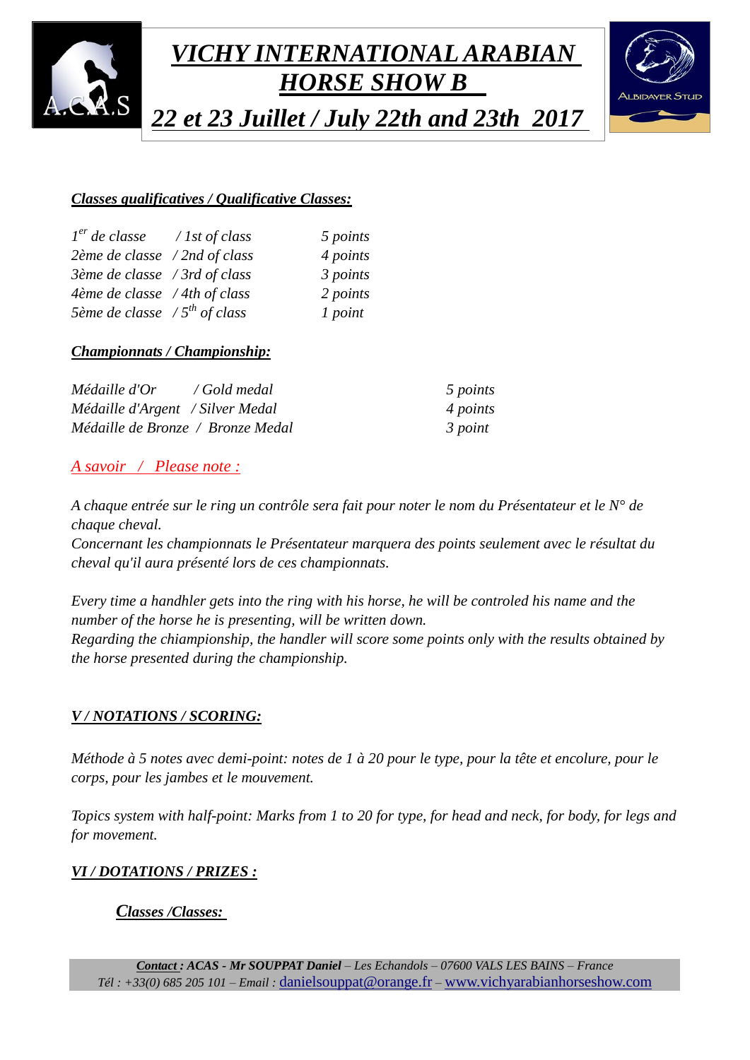# *VICHY INTERNATIONAL ARABIAN HORSE SHOW B*

## *22 et 23 Juillet / July 22th and 23th 2017*

***Classes qualificatives / Qualificative Classes:***

| | | |
|---|---|---|
| *1er de classe* | */ 1st of class* | *5 points* |
| *2ème de classe* | */ 2nd of class* | *4 points* |
| *3ème de classe* | */ 3rd of class* | *3 points* |
| *4ème de classe* | */ 4th of class* | *2 points* |
| *5ème de classe* | */ 5th of class* | *1 point* |

***Championnats / Championship:***

| | | |
|---|---|---|
| *Médaille d'Or* | */ Gold medal* | *5 points* |
| *Médaille d'Argent* | */ Silver Medal* | *4 points* |
| *Médaille de Bronze* | */ Bronze Medal* | *3 point* |

*A savoir / Please note :*

*A chaque entrée sur le ring un contrôle sera fait pour noter le nom du Présentateur et le N° de chaque cheval.*
*Concernant les championnats le Présentateur marquera des points seulement avec le résultat du cheval qu'il aura présenté lors de ces championnats.*

*Every time a handhler gets into the ring with his horse, he will be controled his name and the number of the horse he is presenting, will be written down.*
*Regarding the chiampionship, the handler will score some points only with the results obtained by the horse presented during the championship.*

***V / NOTATIONS / SCORING:***

*Méthode à 5 notes avec demi-point: notes de 1 à 20 pour le type, pour la tête et encolure, pour le corps, pour les jambes et le mouvement.*

*Topics system with half-point: Marks from 1 to 20 for type, for head and neck, for body, for legs and for movement.*

***VI / DOTATIONS / PRIZES :***

***Classes /Classes:***

***Contact :** **ACAS - Mr SOUPPAT Daniel** – Les Echandols – 07600 VALS LES BAINS – France*
*Tél : +33(0) 685 205 101 – Email :* danielsouppat@orange.fr – www.vichyarabianhorseshow.com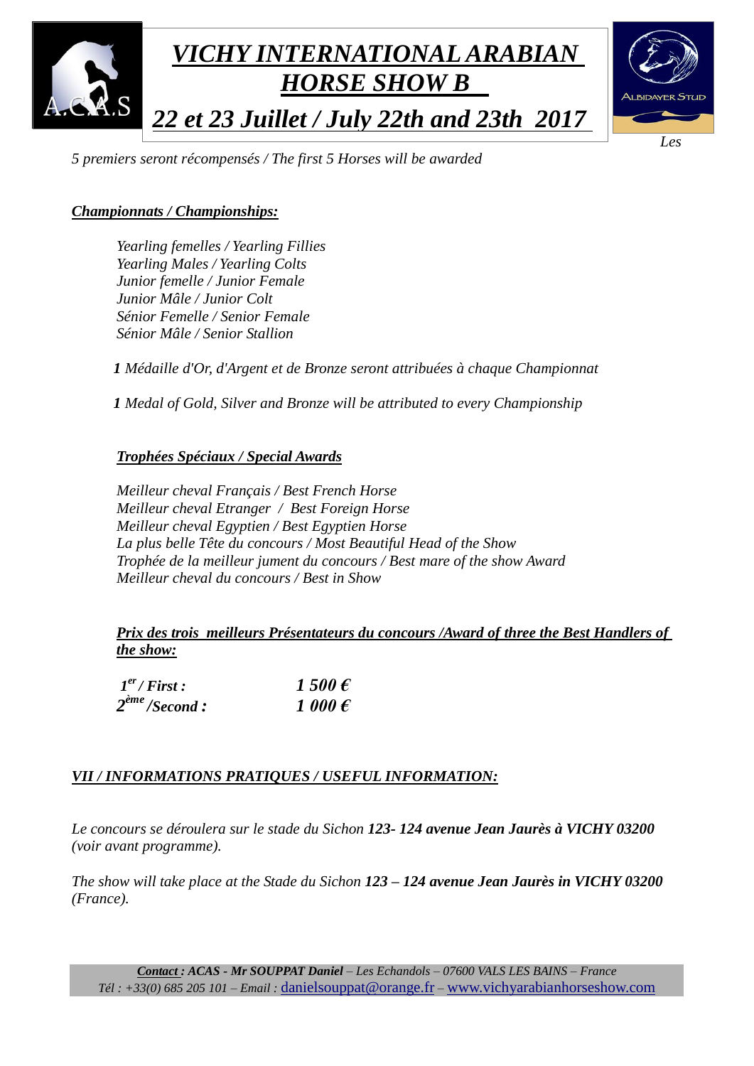# *VICHY INTERNATIONAL ARABIAN HORSE SHOW B*

## *22 et 23 Juillet / July 22th and 23th 2017*

*Les 5 premiers seront récompensés / The first 5 Horses will be awarded*

***Championnats / Championships:***

*Yearling femelles / Yearling Fillies*
*Yearling Males / Yearling Colts*
*Junior femelle / Junior Female*
*Junior Mâle / Junior Colt*
*Sénior Femelle / Senior Female*
*Sénior Mâle / Senior Stallion*

***1** Médaille d'Or, d'Argent et de Bronze seront attribuées à chaque Championnat*

***1** Medal of Gold, Silver and Bronze will be attributed to every Championship*

***Trophées Spéciaux / Special Awards***

*Meilleur cheval Français / Best French Horse*
*Meilleur cheval Etranger / Best Foreign Horse*
*Meilleur cheval Egyptien / Best Egyptien Horse*
*La plus belle Tête du concours / Most Beautiful Head of the Show*
*Trophée de la meilleur jument du concours / Best mare of the show Award*
*Meilleur cheval du concours / Best in Show*

***Prix des trois meilleurs Présentateurs du concours /Award of three the Best Handlers of the show:***

| | |
|---|---|
| ***1er / First :*** | ***1 500 €*** |
| ***2ème /Second :*** | ***1 000 €*** |

***VII / INFORMATIONS PRATIQUES / USEFUL INFORMATION:***

*Le concours se déroulera sur le stade du Sichon **123- 124 avenue Jean Jaurès à VICHY 03200** (voir avant programme).*

*The show will take place at the Stade du Sichon **123 – 124 avenue Jean Jaurès in VICHY 03200** (France).*

***Contact : ACAS - Mr SOUPPAT Daniel** – Les Echandols – 07600 VALS LES BAINS – France*
*Tél : +33(0) 685 205 101 – Email :* danielsouppat@orange.fr – www.vichyarabianhorseshow.com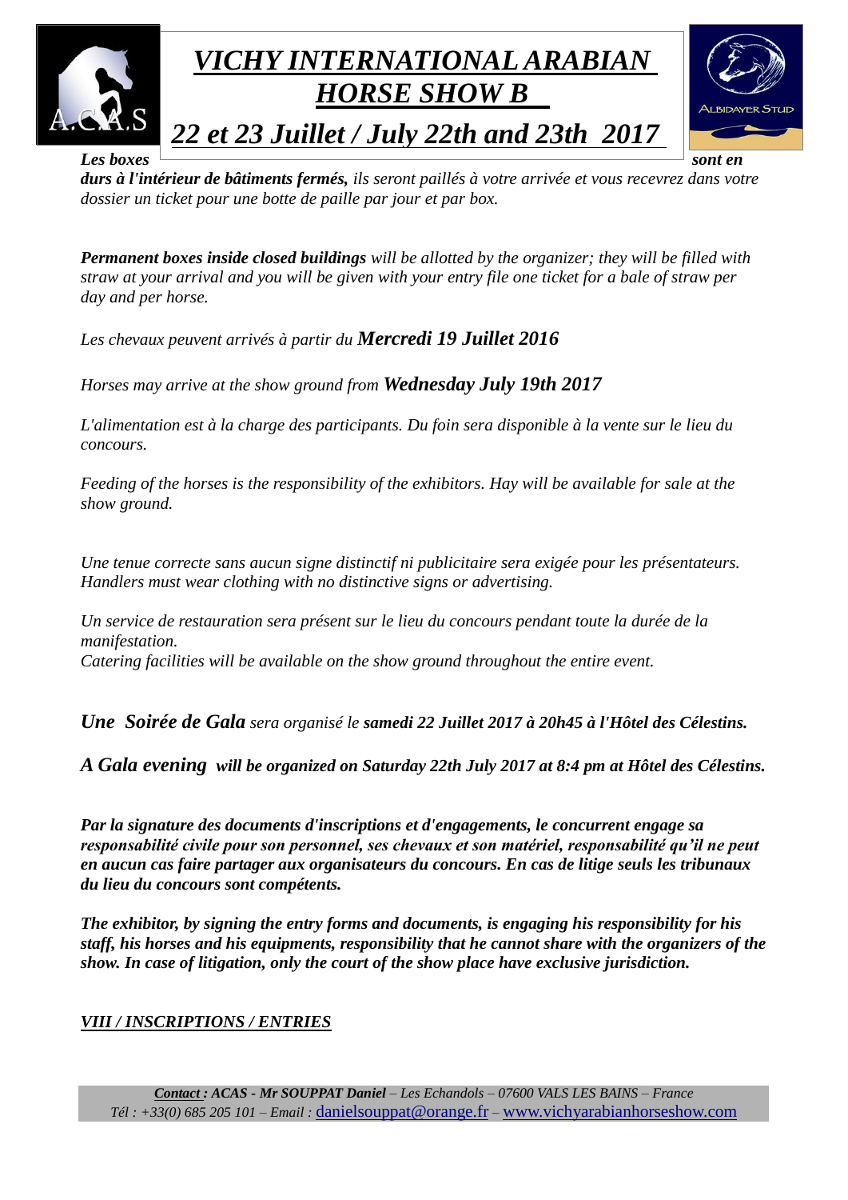*Les boxes* ***sont en durs à l'intérieur de bâtiments fermés,*** *ils seront paillés à votre arrivée et vous recevrez dans votre dossier un ticket pour une botte de paille par jour et par box.*

***Permanent boxes inside closed buildings*** *will be allotted by the organizer; they will be filled with straw at your arrival and you will be given with your entry file one ticket for a bale of straw per day and per horse.*

*Les chevaux peuvent arrivés à partir du* ***Mercredi 19 Juillet 2016***

*Horses may arrive at the show ground from* ***Wednesday July 19th 2017***

*L'alimentation est à la charge des participants. Du foin sera disponible à la vente sur le lieu du concours.*

*Feeding of the horses is the responsibility of the exhibitors. Hay will be available for sale at the show ground.*

*Une tenue correcte sans aucun signe distinctif ni publicitaire sera exigée pour les présentateurs.*
*Handlers must wear clothing with no distinctive signs or advertising.*

*Un service de restauration sera présent sur le lieu du concours pendant toute la durée de la manifestation.*
*Catering facilities will be available on the show ground throughout the entire event.*

***Une Soirée de Gala*** *sera organisé le* ***samedi 22 Juillet 2017 à 20h45 à l'Hôtel des Célestins.***

***A Gala evening will be organized on Saturday 22th July 2017 at 8:4 pm at Hôtel des Célestins.***

***Par la signature des documents d'inscriptions et d'engagements, le concurrent engage sa responsabilité civile pour son personnel, ses chevaux et son matériel, responsabilité qu'il ne peut en aucun cas faire partager aux organisateurs du concours. En cas de litige seuls les tribunaux du lieu du concours sont compétents.***

***The exhibitor, by signing the entry forms and documents, is engaging his responsibility for his staff, his horses and his equipments, responsibility that he cannot share with the organizers of the show. In case of litigation, only the court of the show place have exclusive jurisdiction.***

## *VIII / INSCRIPTIONS / ENTRIES*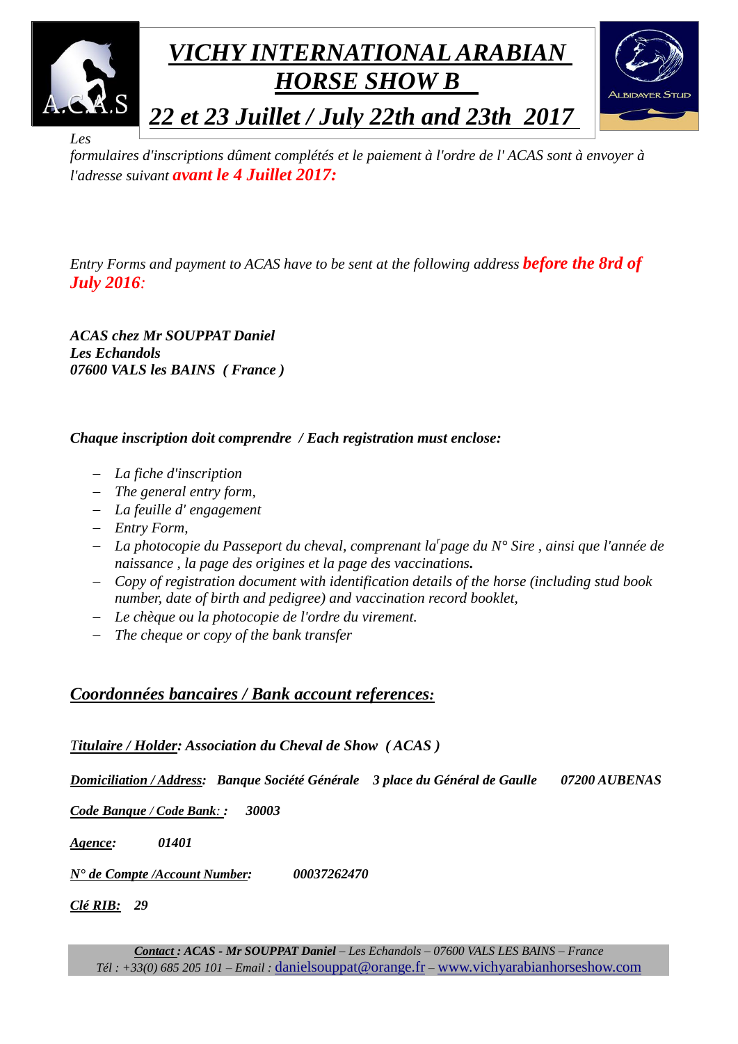# *VICHY INTERNATIONAL ARABIAN HORSE SHOW B*

## *22 et 23 Juillet / July 22th and 23th 2017*

*Les formulaires d'inscriptions dûment complétés et le paiement à l'ordre de l' ACAS sont à envoyer à l'adresse suivant* ***avant le 4 Juillet 2017:***

*Entry Forms and payment to ACAS have to be sent at the following address* ***before the 8rd of July 2016****:*

***ACAS chez Mr SOUPPAT Daniel***
***Les Echandols***
***07600 VALS les BAINS ( France )***

***Chaque inscription doit comprendre / Each registration must enclose:***

- *La fiche d'inscription*
- *The general entry form,*
- *La feuille d' engagement*
- *Entry Form,*
- *La photocopie du Passeport du cheval, comprenant la[r] page du N° Sire , ainsi que l'année de naissance , la page des origines et la page des vaccinations.*
- *Copy of registration document with identification details of the horse (including stud book number, date of birth and pedigree) and vaccination record booklet,*
- *Le chèque ou la photocopie de l'ordre du virement.*
- *The cheque or copy of the bank transfer*

## ***Coordonnées bancaires / Bank account references:***

***Titulaire / Holder: Association du Cheval de Show ( ACAS )***

***Domiciliation / Address: Banque Société Générale 3 place du Général de Gaulle 07200 AUBENAS***

***Code Banque / Code Bank: : 30003***

***Agence: 01401***

***N° de Compte /Account Number: 00037262470***

***Clé RIB: 29***

***Contact : ACAS - Mr SOUPPAT Daniel*** *– Les Echandols – 07600 VALS LES BAINS – France*
*Tél : +33(0) 685 205 101 – Email :* danielsouppat@orange.fr – www.vichyarabianhorseshow.com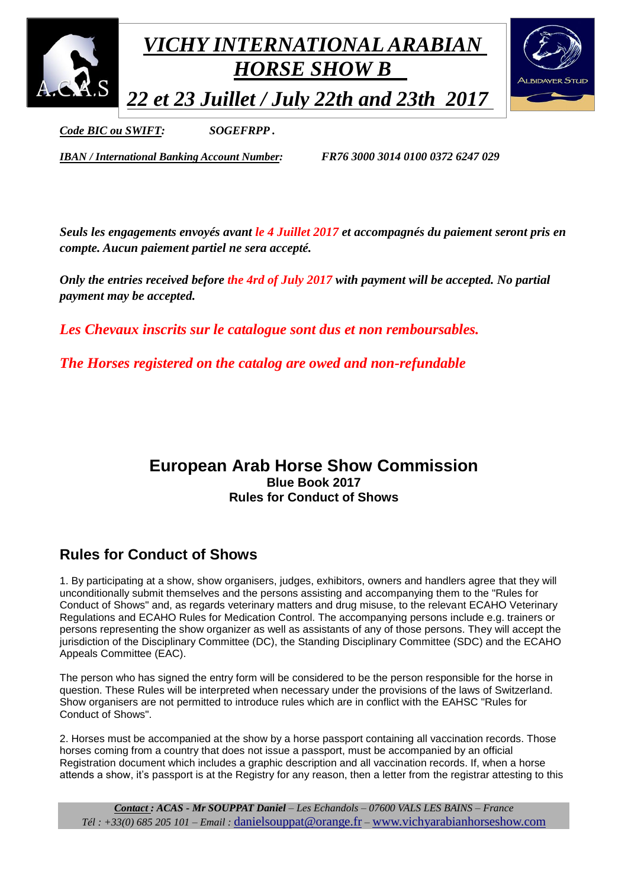*Code BIC ou SWIFT:* ***SOGEFRPP .***

*IBAN / International Banking Account Number:* ***FR76 3000 3014 0100 0372 6247 029***

***Seuls les engagements envoyés avant le 4 Juillet 2017 et accompagnés du paiement seront pris en compte. Aucun paiement partiel ne sera accepté.***

***Only the entries received before the 4rd of July 2017 with payment will be accepted. No partial payment may be accepted.***

***Les Chevaux inscrits sur le catalogue sont dus et non remboursables.***

***The Horses registered on the catalog are owed and non-refundable***

# European Arab Horse Show Commission
**Blue Book 2017**
**Rules for Conduct of Shows**

## Rules for Conduct of Shows

1. By participating at a show, show organisers, judges, exhibitors, owners and handlers agree that they will unconditionally submit themselves and the persons assisting and accompanying them to the "Rules for Conduct of Shows" and, as regards veterinary matters and drug misuse, to the relevant ECAHO Veterinary Regulations and ECAHO Rules for Medication Control. The accompanying persons include e.g. trainers or persons representing the show organizer as well as assistants of any of those persons. They will accept the jurisdiction of the Disciplinary Committee (DC), the Standing Disciplinary Committee (SDC) and the ECAHO Appeals Committee (EAC).

The person who has signed the entry form will be considered to be the person responsible for the horse in question. These Rules will be interpreted when necessary under the provisions of the laws of Switzerland. Show organisers are not permitted to introduce rules which are in conflict with the EAHSC "Rules for Conduct of Shows".

2. Horses must be accompanied at the show by a horse passport containing all vaccination records. Those horses coming from a country that does not issue a passport, must be accompanied by an official Registration document which includes a graphic description and all vaccination records. If, when a horse attends a show, it's passport is at the Registry for any reason, then a letter from the registrar attesting to this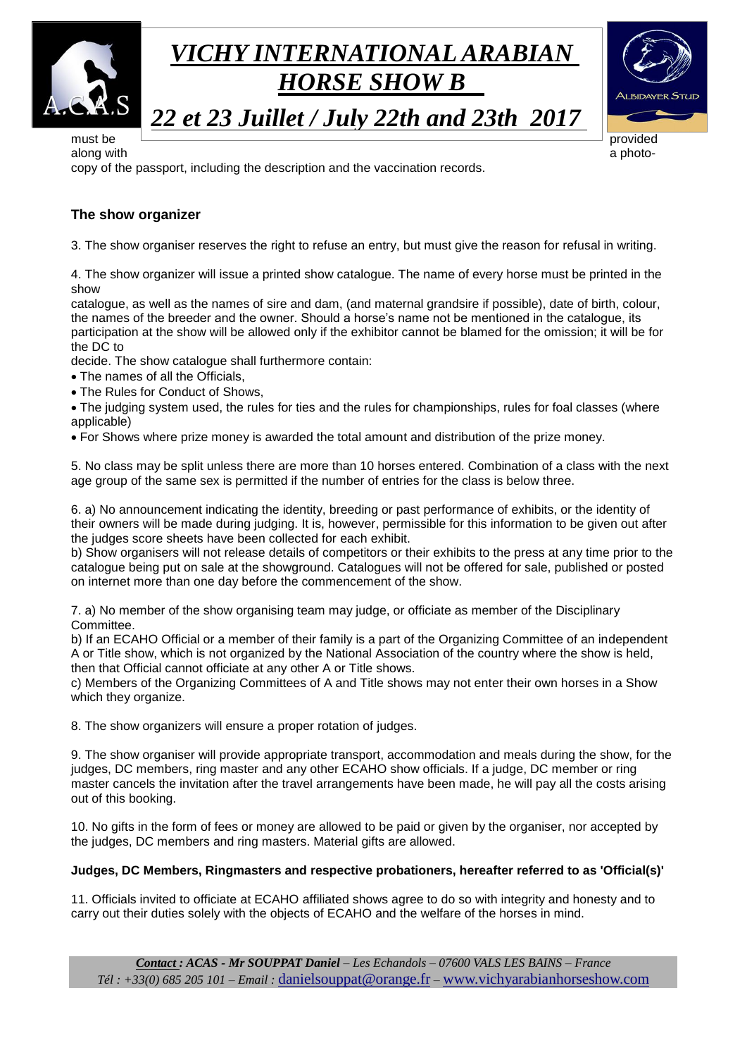must be provided along with a photo-copy of the passport, including the description and the vaccination records.

### The show organizer

3. The show organiser reserves the right to refuse an entry, but must give the reason for refusal in writing.

4. The show organizer will issue a printed show catalogue. The name of every horse must be printed in the show catalogue, as well as the names of sire and dam, (and maternal grandsire if possible), date of birth, colour, the names of the breeder and the owner. Should a horse's name not be mentioned in the catalogue, its participation at the show will be allowed only if the exhibitor cannot be blamed for the omission; it will be for the DC to decide. The show catalogue shall furthermore contain:

- The names of all the Officials,
- The Rules for Conduct of Shows,
- The judging system used, the rules for ties and the rules for championships, rules for foal classes (where applicable)
- For Shows where prize money is awarded the total amount and distribution of the prize money.

5. No class may be split unless there are more than 10 horses entered. Combination of a class with the next age group of the same sex is permitted if the number of entries for the class is below three.

6. a) No announcement indicating the identity, breeding or past performance of exhibits, or the identity of their owners will be made during judging. It is, however, permissible for this information to be given out after the judges score sheets have been collected for each exhibit.
b) Show organisers will not release details of competitors or their exhibits to the press at any time prior to the catalogue being put on sale at the showground. Catalogues will not be offered for sale, published or posted on internet more than one day before the commencement of the show.

7. a) No member of the show organising team may judge, or officiate as member of the Disciplinary Committee.
b) If an ECAHO Official or a member of their family is a part of the Organizing Committee of an independent A or Title show, which is not organized by the National Association of the country where the show is held, then that Official cannot officiate at any other A or Title shows.
c) Members of the Organizing Committees of A and Title shows may not enter their own horses in a Show which they organize.

8. The show organizers will ensure a proper rotation of judges.

9. The show organiser will provide appropriate transport, accommodation and meals during the show, for the judges, DC members, ring master and any other ECAHO show officials. If a judge, DC member or ring master cancels the invitation after the travel arrangements have been made, he will pay all the costs arising out of this booking.

10. No gifts in the form of fees or money are allowed to be paid or given by the organiser, nor accepted by the judges, DC members and ring masters. Material gifts are allowed.

**Judges, DC Members, Ringmasters and respective probationers, hereafter referred to as 'Official(s)'**

11. Officials invited to officiate at ECAHO affiliated shows agree to do so with integrity and honesty and to carry out their duties solely with the objects of ECAHO and the welfare of the horses in mind.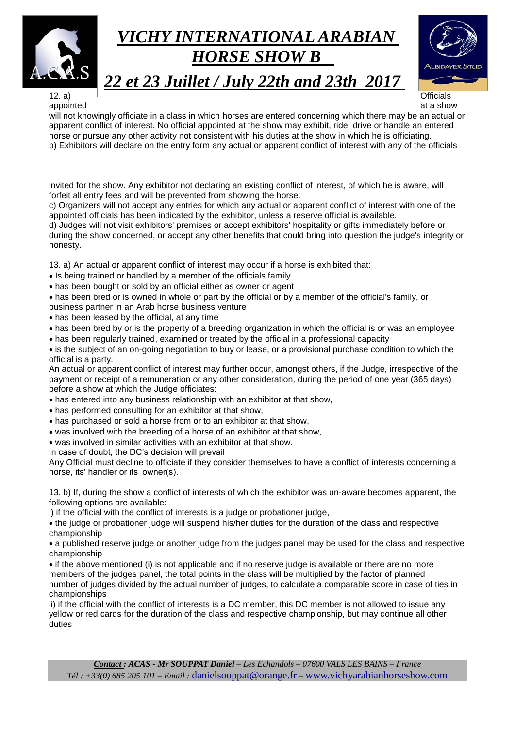12. a) Officials appointed at a show will not knowingly officiate in a class in which horses are entered concerning which there may be an actual or apparent conflict of interest. No official appointed at the show may exhibit, ride, drive or handle an entered horse or pursue any other activity not consistent with his duties at the show in which he is officiating.

b) Exhibitors will declare on the entry form any actual or apparent conflict of interest with any of the officials invited for the show. Any exhibitor not declaring an existing conflict of interest, of which he is aware, will forfeit all entry fees and will be prevented from showing the horse.

c) Organizers will not accept any entries for which any actual or apparent conflict of interest with one of the appointed officials has been indicated by the exhibitor, unless a reserve official is available.

d) Judges will not visit exhibitors' premises or accept exhibitors' hospitality or gifts immediately before or during the show concerned, or accept any other benefits that could bring into question the judge's integrity or honesty.

13. a) An actual or apparent conflict of interest may occur if a horse is exhibited that:

- Is being trained or handled by a member of the officials family
- has been bought or sold by an official either as owner or agent
- has been bred or is owned in whole or part by the official or by a member of the official's family, or business partner in an Arab horse business venture
- has been leased by the official, at any time
- has been bred by or is the property of a breeding organization in which the official is or was an employee
- has been regularly trained, examined or treated by the official in a professional capacity
- is the subject of an on-going negotiation to buy or lease, or a provisional purchase condition to which the official is a party.

An actual or apparent conflict of interest may further occur, amongst others, if the Judge, irrespective of the payment or receipt of a remuneration or any other consideration, during the period of one year (365 days) before a show at which the Judge officiates:

- has entered into any business relationship with an exhibitor at that show,
- has performed consulting for an exhibitor at that show,
- has purchased or sold a horse from or to an exhibitor at that show,
- was involved with the breeding of a horse of an exhibitor at that show,
- was involved in similar activities with an exhibitor at that show.

In case of doubt, the DC's decision will prevail

Any Official must decline to officiate if they consider themselves to have a conflict of interests concerning a horse, its' handler or its' owner(s).

13. b) If, during the show a conflict of interests of which the exhibitor was un-aware becomes apparent, the following options are available:

i) if the official with the conflict of interests is a judge or probationer judge,

- the judge or probationer judge will suspend his/her duties for the duration of the class and respective championship
- a published reserve judge or another judge from the judges panel may be used for the class and respective championship
- if the above mentioned (i) is not applicable and if no reserve judge is available or there are no more members of the judges panel, the total points in the class will be multiplied by the factor of planned number of judges divided by the actual number of judges, to calculate a comparable score in case of ties in championships

ii) if the official with the conflict of interests is a DC member, this DC member is not allowed to issue any yellow or red cards for the duration of the class and respective championship, but may continue all other duties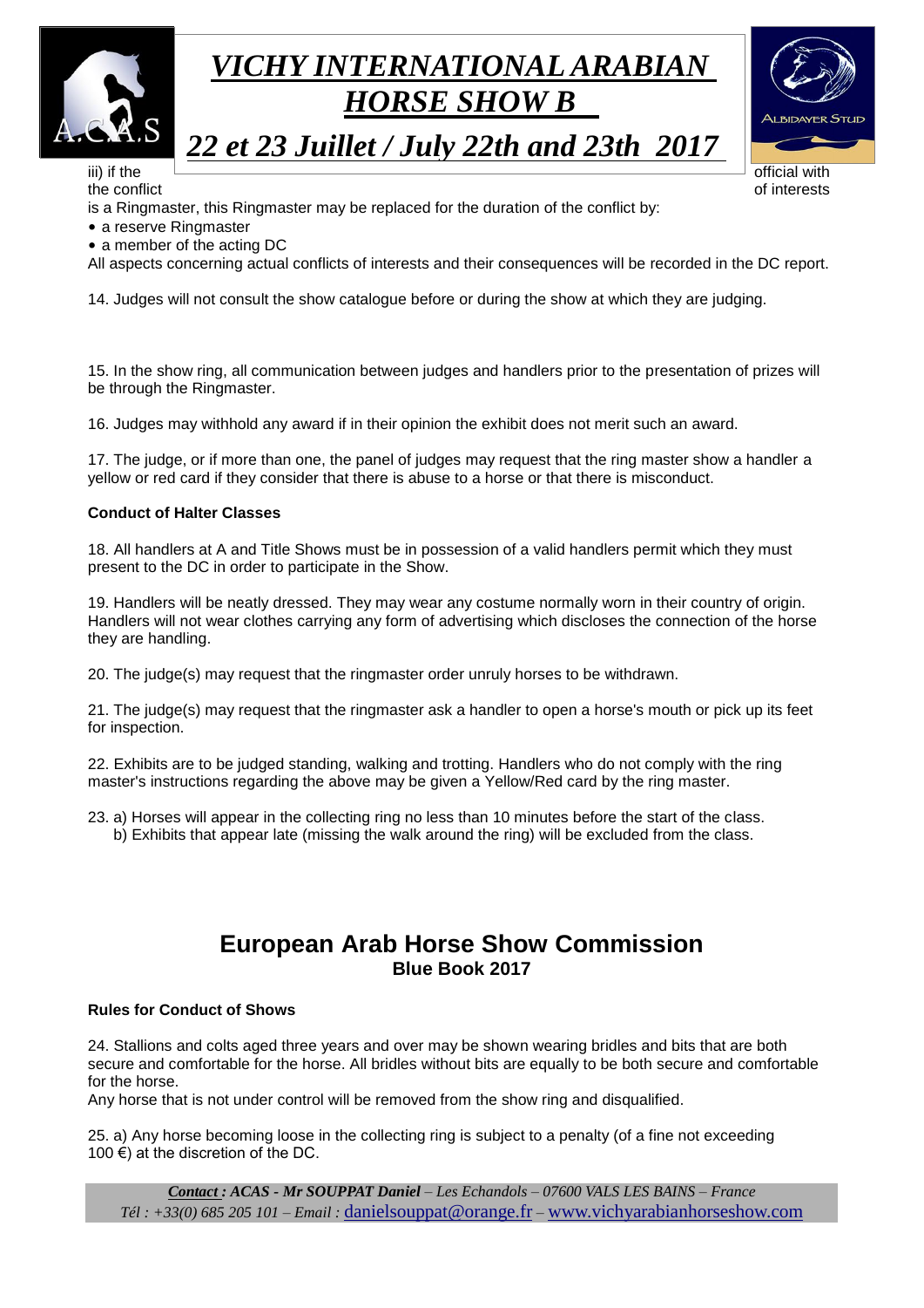iii) if the official with the conflict of interests is a Ringmaster, this Ringmaster may be replaced for the duration of the conflict by:

- a reserve Ringmaster
- a member of the acting DC

All aspects concerning actual conflicts of interests and their consequences will be recorded in the DC report.

14. Judges will not consult the show catalogue before or during the show at which they are judging.

15. In the show ring, all communication between judges and handlers prior to the presentation of prizes will be through the Ringmaster.

16. Judges may withhold any award if in their opinion the exhibit does not merit such an award.

17. The judge, or if more than one, the panel of judges may request that the ring master show a handler a yellow or red card if they consider that there is abuse to a horse or that there is misconduct.

**Conduct of Halter Classes**

18. All handlers at A and Title Shows must be in possession of a valid handlers permit which they must present to the DC in order to participate in the Show.

19. Handlers will be neatly dressed. They may wear any costume normally worn in their country of origin. Handlers will not wear clothes carrying any form of advertising which discloses the connection of the horse they are handling.

20. The judge(s) may request that the ringmaster order unruly horses to be withdrawn.

21. The judge(s) may request that the ringmaster ask a handler to open a horse's mouth or pick up its feet for inspection.

22. Exhibits are to be judged standing, walking and trotting. Handlers who do not comply with the ring master's instructions regarding the above may be given a Yellow/Red card by the ring master.

23. a) Horses will appear in the collecting ring no less than 10 minutes before the start of the class.
    b) Exhibits that appear late (missing the walk around the ring) will be excluded from the class.

## European Arab Horse Show Commission
### Blue Book 2017

**Rules for Conduct of Shows**

24. Stallions and colts aged three years and over may be shown wearing bridles and bits that are both secure and comfortable for the horse. All bridles without bits are equally to be both secure and comfortable for the horse.
Any horse that is not under control will be removed from the show ring and disqualified.

25. a) Any horse becoming loose in the collecting ring is subject to a penalty (of a fine not exceeding 100 €) at the discretion of the DC.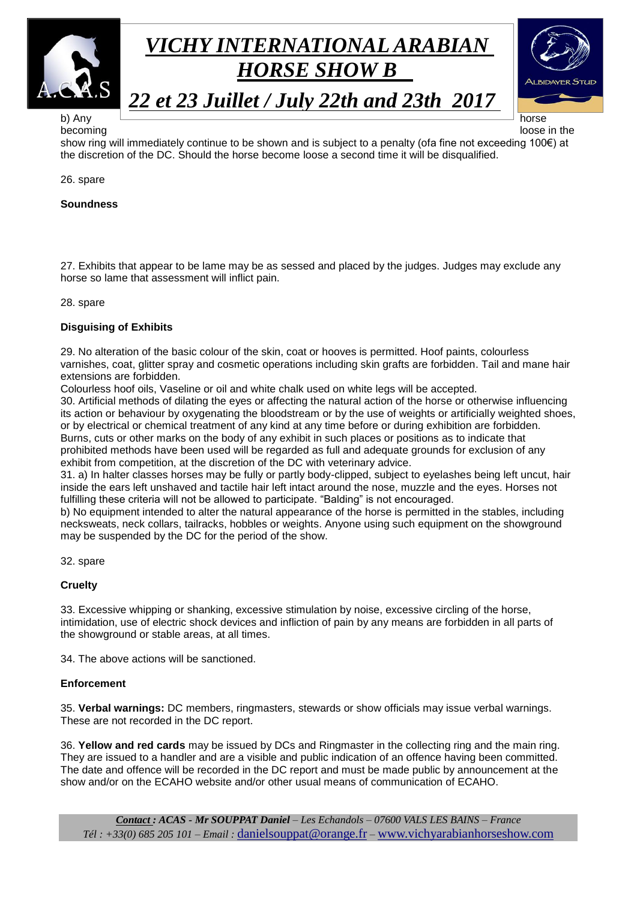b) Any horse becoming loose in the show ring will immediately continue to be shown and is subject to a penalty (ofa fine not exceeding 100€) at the discretion of the DC. Should the horse become loose a second time it will be disqualified.

26. spare

**Soundness**

27. Exhibits that appear to be lame may be as sessed and placed by the judges. Judges may exclude any horse so lame that assessment will inflict pain.

28. spare

**Disguising of Exhibits**

29. No alteration of the basic colour of the skin, coat or hooves is permitted. Hoof paints, colourless varnishes, coat, glitter spray and cosmetic operations including skin grafts are forbidden. Tail and mane hair extensions are forbidden.
Colourless hoof oils, Vaseline or oil and white chalk used on white legs will be accepted.
30. Artificial methods of dilating the eyes or affecting the natural action of the horse or otherwise influencing its action or behaviour by oxygenating the bloodstream or by the use of weights or artificially weighted shoes, or by electrical or chemical treatment of any kind at any time before or during exhibition are forbidden. Burns, cuts or other marks on the body of any exhibit in such places or positions as to indicate that prohibited methods have been used will be regarded as full and adequate grounds for exclusion of any exhibit from competition, at the discretion of the DC with veterinary advice.
31. a) In halter classes horses may be fully or partly body-clipped, subject to eyelashes being left uncut, hair inside the ears left unshaved and tactile hair left intact around the nose, muzzle and the eyes. Horses not fulfilling these criteria will not be allowed to participate. "Balding" is not encouraged.
b) No equipment intended to alter the natural appearance of the horse is permitted in the stables, including necksweats, neck collars, tailracks, hobbles or weights. Anyone using such equipment on the showground may be suspended by the DC for the period of the show.

32. spare

**Cruelty**

33. Excessive whipping or shanking, excessive stimulation by noise, excessive circling of the horse, intimidation, use of electric shock devices and infliction of pain by any means are forbidden in all parts of the showground or stable areas, at all times.

34. The above actions will be sanctioned.

**Enforcement**

35. **Verbal warnings:** DC members, ringmasters, stewards or show officials may issue verbal warnings. These are not recorded in the DC report.

36. **Yellow and red cards** may be issued by DCs and Ringmaster in the collecting ring and the main ring. They are issued to a handler and are a visible and public indication of an offence having been committed. The date and offence will be recorded in the DC report and must be made public by announcement at the show and/or on the ECAHO website and/or other usual means of communication of ECAHO.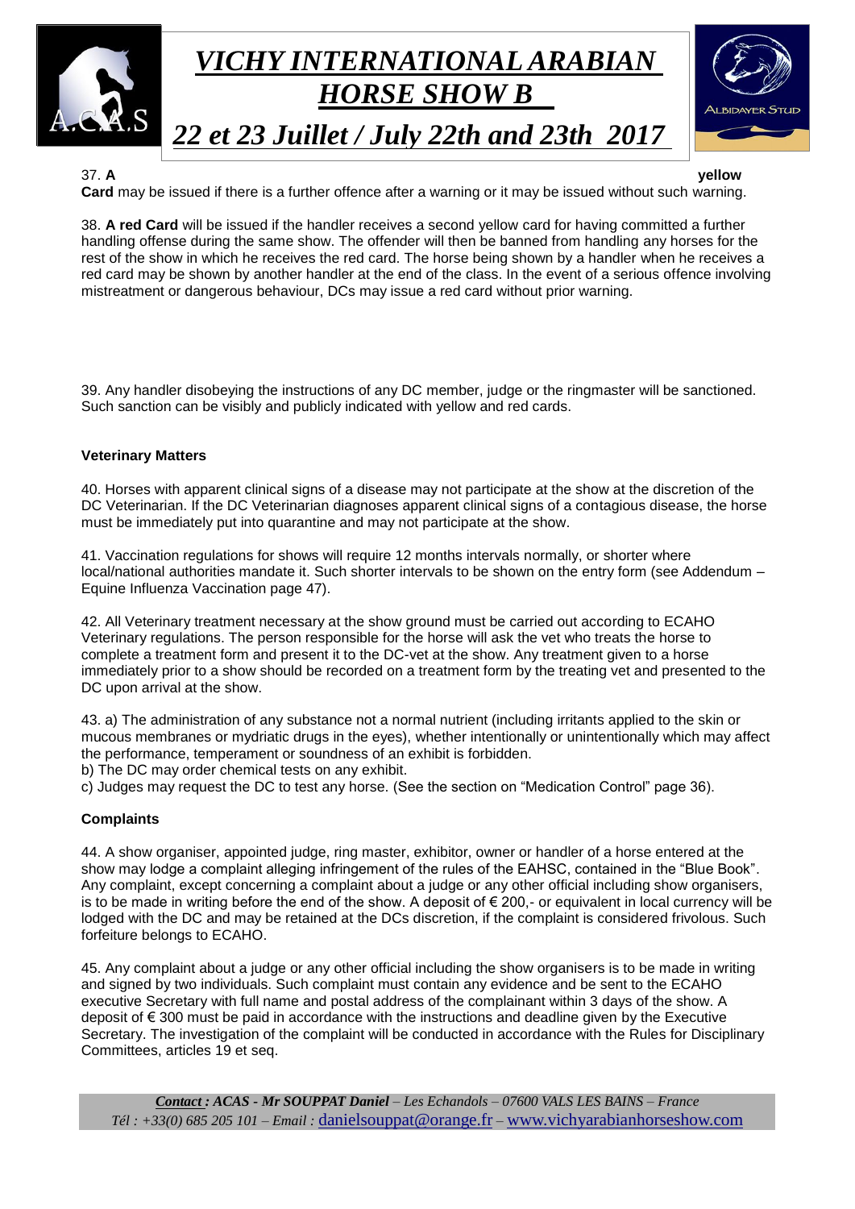37. **A yellow Card** may be issued if there is a further offence after a warning or it may be issued without such warning.

38. **A red Card** will be issued if the handler receives a second yellow card for having committed a further handling offense during the same show. The offender will then be banned from handling any horses for the rest of the show in which he receives the red card. The horse being shown by a handler when he receives a red card may be shown by another handler at the end of the class. In the event of a serious offence involving mistreatment or dangerous behaviour, DCs may issue a red card without prior warning.

39. Any handler disobeying the instructions of any DC member, judge or the ringmaster will be sanctioned. Such sanction can be visibly and publicly indicated with yellow and red cards.

**Veterinary Matters**

40. Horses with apparent clinical signs of a disease may not participate at the show at the discretion of the DC Veterinarian. If the DC Veterinarian diagnoses apparent clinical signs of a contagious disease, the horse must be immediately put into quarantine and may not participate at the show.

41. Vaccination regulations for shows will require 12 months intervals normally, or shorter where local/national authorities mandate it. Such shorter intervals to be shown on the entry form (see Addendum – Equine Influenza Vaccination page 47).

42. All Veterinary treatment necessary at the show ground must be carried out according to ECAHO Veterinary regulations. The person responsible for the horse will ask the vet who treats the horse to complete a treatment form and present it to the DC-vet at the show. Any treatment given to a horse immediately prior to a show should be recorded on a treatment form by the treating vet and presented to the DC upon arrival at the show.

43. a) The administration of any substance not a normal nutrient (including irritants applied to the skin or mucous membranes or mydriatic drugs in the eyes), whether intentionally or unintentionally which may affect the performance, temperament or soundness of an exhibit is forbidden.
b) The DC may order chemical tests on any exhibit.
c) Judges may request the DC to test any horse. (See the section on "Medication Control" page 36).

**Complaints**

44. A show organiser, appointed judge, ring master, exhibitor, owner or handler of a horse entered at the show may lodge a complaint alleging infringement of the rules of the EAHSC, contained in the "Blue Book". Any complaint, except concerning a complaint about a judge or any other official including show organisers, is to be made in writing before the end of the show. A deposit of € 200,- or equivalent in local currency will be lodged with the DC and may be retained at the DCs discretion, if the complaint is considered frivolous. Such forfeiture belongs to ECAHO.

45. Any complaint about a judge or any other official including the show organisers is to be made in writing and signed by two individuals. Such complaint must contain any evidence and be sent to the ECAHO executive Secretary with full name and postal address of the complainant within 3 days of the show. A deposit of € 300 must be paid in accordance with the instructions and deadline given by the Executive Secretary. The investigation of the complaint will be conducted in accordance with the Rules for Disciplinary Committees, articles 19 et seq.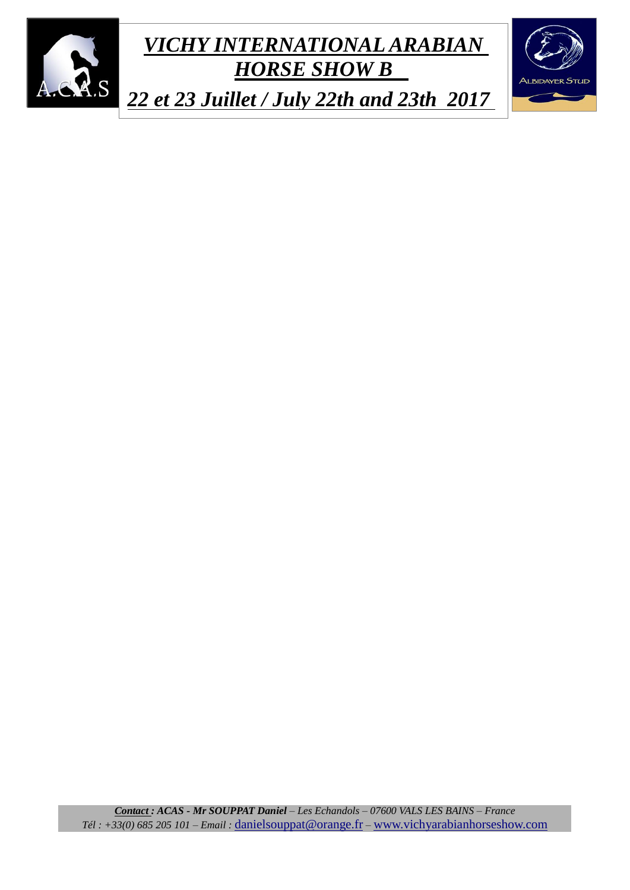# *VICHY INTERNATIONAL ARABIAN HORSE SHOW B*

## *22 et 23 Juillet / July 22th and 23th 2017*

***Contact :*** ***ACAS - Mr SOUPPAT Daniel*** *– Les Echandols – 07600 VALS LES BAINS – France*
*Tél : +33(0) 685 205 101 – Email :* danielsouppat@orange.fr – www.vichyarabianhorseshow.com